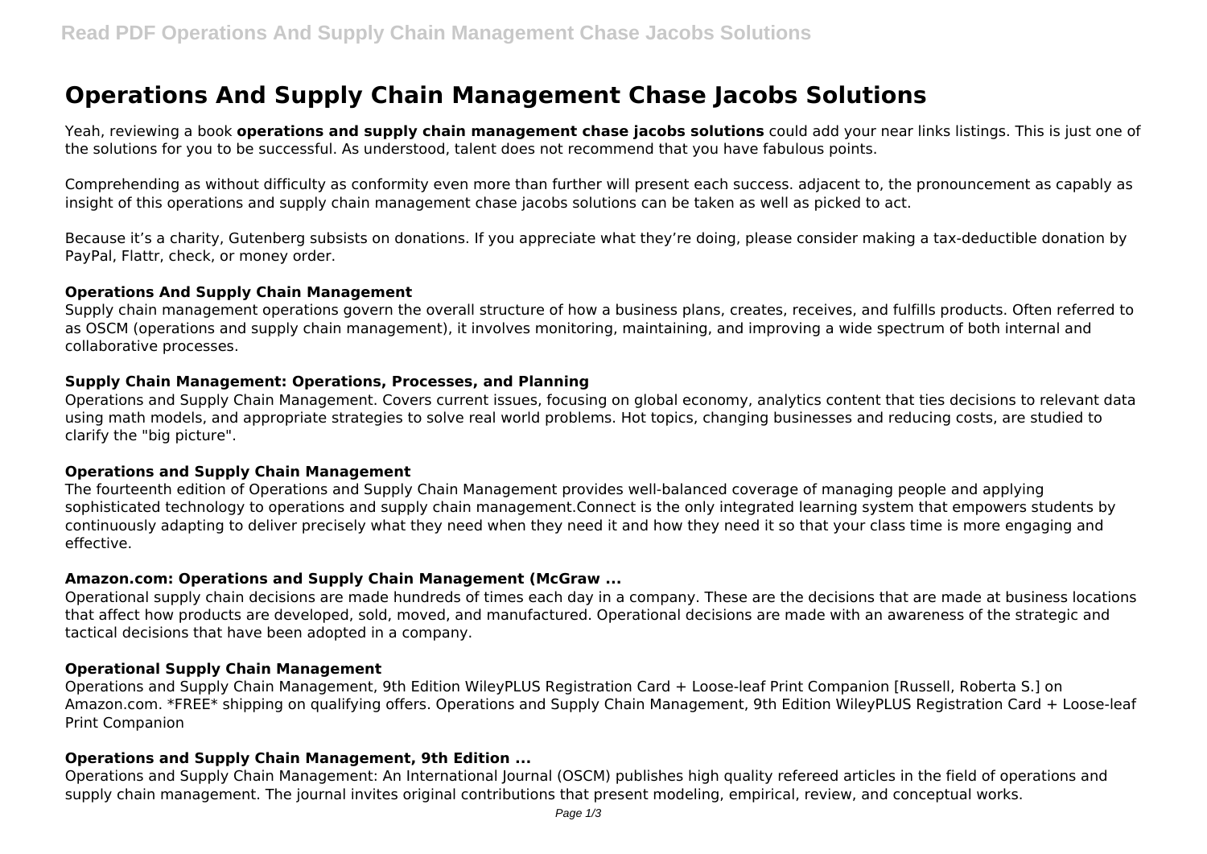# Operations And Supply Chain Management Chase Jacobs Solutions

Yeah, reviewing a book **operations and supply chain management chase jacobs solutions** could add your near links listings. This is just one of the solutions for you to be successful. As understood, talent does not recommend that you have fabulous points.

Comprehending as without difficulty as conformity even more than further will present each success. adjacent to, the pronouncement as capably as insight of this operations and supply chain management chase jacobs solutions can be taken as well as picked to act.

Because it's a charity, Gutenberg subsists on donations. If you appreciate what they're doing, please consider making a tax-deductible donation by PayPal, Flattr, check, or money order.

### Operations And Supply Chain Management

Supply chain management operations govern the overall structure of how a business plans, creates, receives, and fulfills products. Often referred to as OSCM (operations and supply chain management), it involves monitoring, maintaining, and improving a wide spectrum of both internal and collaborative processes.

### Supply Chain Management: Operations, Processes, and Planning

Operations and Supply Chain Management. Covers current issues, focusing on global economy, analytics content that ties decisions to relevant data using math models, and appropriate strategies to solve real world problems. Hot topics, changing businesses and reducing costs, are studied to clarify the "big picture".

### Operations and Supply Chain Management

The fourteenth edition of Operations and Supply Chain Management provides well-balanced coverage of managing people and applying sophisticated technology to operations and supply chain management.Connect is the only integrated learning system that empowers students by continuously adapting to deliver precisely what they need when they need it and how they need it so that your class time is more engaging and effective.

### Amazon.com: Operations and Supply Chain Management (McGraw ...

Operational supply chain decisions are made hundreds of times each day in a company. These are the decisions that are made at business locations that affect how products are developed, sold, moved, and manufactured. Operational decisions are made with an awareness of the strategic and tactical decisions that have been adopted in a company.

### Operational Supply Chain Management

Operations and Supply Chain Management, 9th Edition WileyPLUS Registration Card + Loose-leaf Print Companion [Russell, Roberta S.] on Amazon.com. *FREE* shipping on qualifying offers. Operations and Supply Chain Management, 9th Edition WileyPLUS Registration Card + Loose-leaf Print Companion

### Operations and Supply Chain Management, 9th Edition ...

Operations and Supply Chain Management: An International Journal (OSCM) publishes high quality refereed articles in the field of operations and supply chain management. The journal invites original contributions that present modeling, empirical, review, and conceptual works.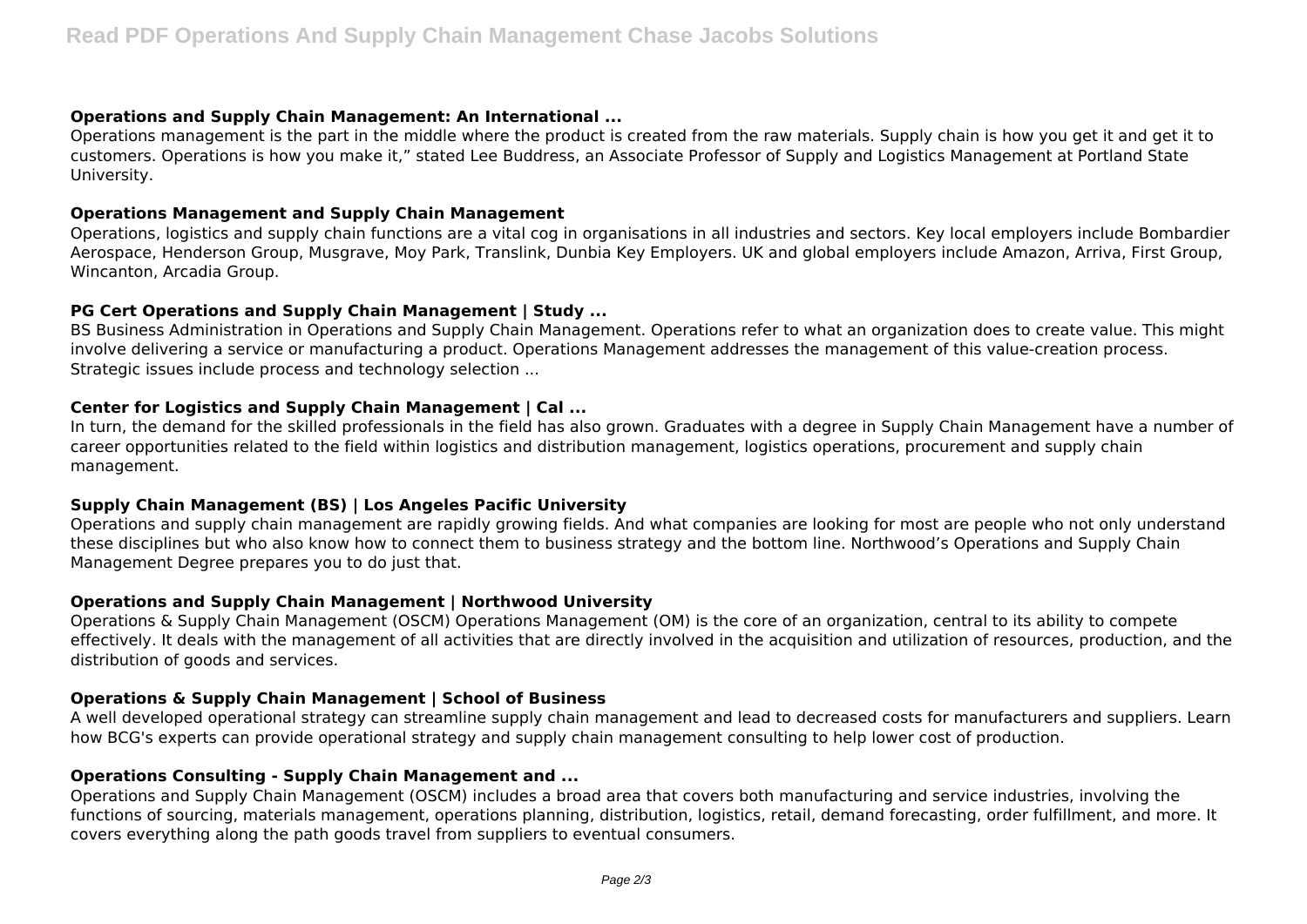### Operations and Supply Chain Management: An International ...

Operations management is the part in the middle where the product is created from the raw materials. Supply chain is how you get it and get it to customers. Operations is how you make it," stated Lee Buddress, an Associate Professor of Supply and Logistics Management at Portland State University.

### Operations Management and Supply Chain Management

Operations, logistics and supply chain functions are a vital cog in organisations in all industries and sectors. Key local employers include Bombardier Aerospace, Henderson Group, Musgrave, Moy Park, Translink, Dunbia Key Employers. UK and global employers include Amazon, Arriva, First Group, Wincanton, Arcadia Group.

### PG Cert Operations and Supply Chain Management | Study ...

BS Business Administration in Operations and Supply Chain Management. Operations refer to what an organization does to create value. This might involve delivering a service or manufacturing a product. Operations Management addresses the management of this value-creation process. Strategic issues include process and technology selection ...

### Center for Logistics and Supply Chain Management | Cal ...

In turn, the demand for the skilled professionals in the field has also grown. Graduates with a degree in Supply Chain Management have a number of career opportunities related to the field within logistics and distribution management, logistics operations, procurement and supply chain management.

### Supply Chain Management (BS) | Los Angeles Pacific University

Operations and supply chain management are rapidly growing fields. And what companies are looking for most are people who not only understand these disciplines but who also know how to connect them to business strategy and the bottom line. Northwood's Operations and Supply Chain Management Degree prepares you to do just that.

### Operations and Supply Chain Management | Northwood University

Operations & Supply Chain Management (OSCM) Operations Management (OM) is the core of an organization, central to its ability to compete effectively. It deals with the management of all activities that are directly involved in the acquisition and utilization of resources, production, and the distribution of goods and services.

### Operations & Supply Chain Management | School of Business

A well developed operational strategy can streamline supply chain management and lead to decreased costs for manufacturers and suppliers. Learn how BCG's experts can provide operational strategy and supply chain management consulting to help lower cost of production.

### Operations Consulting - Supply Chain Management and ...

Operations and Supply Chain Management (OSCM) includes a broad area that covers both manufacturing and service industries, involving the functions of sourcing, materials management, operations planning, distribution, logistics, retail, demand forecasting, order fulfillment, and more. It covers everything along the path goods travel from suppliers to eventual consumers.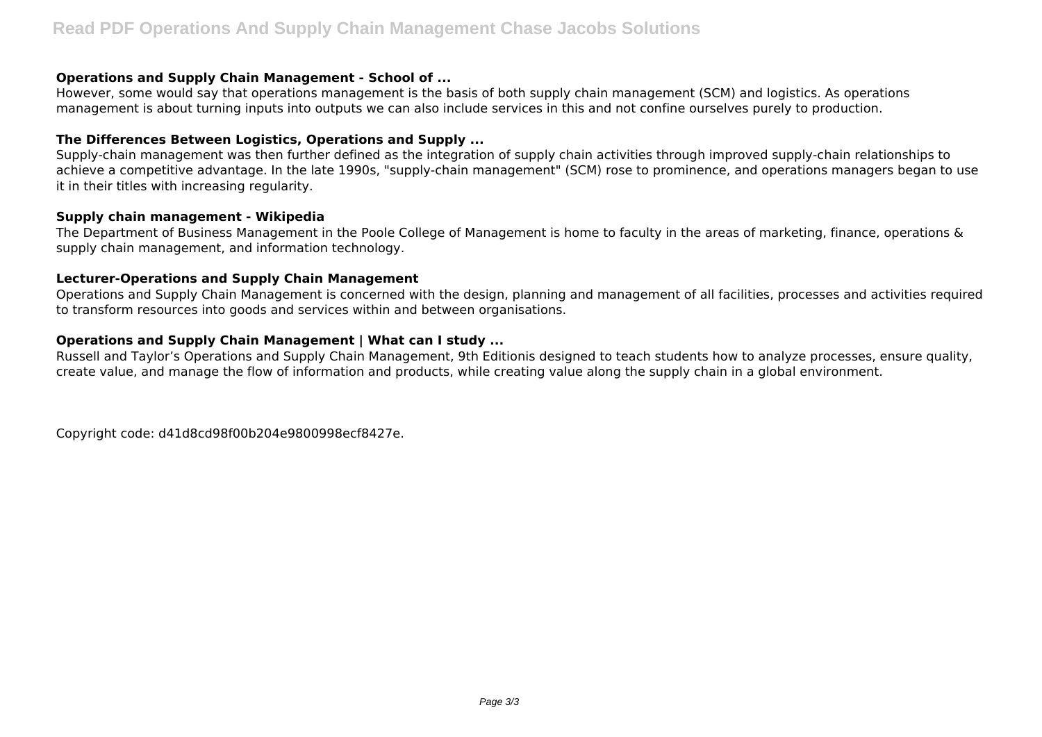**Operations and Supply Chain Management - School of ...**

However, some would say that operations management is the basis of both supply chain management (SCM) and logistics. As operations management is about turning inputs into outputs we can also include services in this and not confine ourselves purely to production.

**The Differences Between Logistics, Operations and Supply ...**

Supply-chain management was then further defined as the integration of supply chain activities through improved supply-chain relationships to achieve a competitive advantage. In the late 1990s, "supply-chain management" (SCM) rose to prominence, and operations managers began to use it in their titles with increasing regularity.

**Supply chain management - Wikipedia**

The Department of Business Management in the Poole College of Management is home to faculty in the areas of marketing, finance, operations & supply chain management, and information technology.

**Lecturer-Operations and Supply Chain Management**

Operations and Supply Chain Management is concerned with the design, planning and management of all facilities, processes and activities required to transform resources into goods and services within and between organisations.

**Operations and Supply Chain Management | What can I study ...**

Russell and Taylor’s Operations and Supply Chain Management, 9th Editionis designed to teach students how to analyze processes, ensure quality, create value, and manage the flow of information and products, while creating value along the supply chain in a global environment.

Copyright code: d41d8cd98f00b204e9800998ecf8427e.